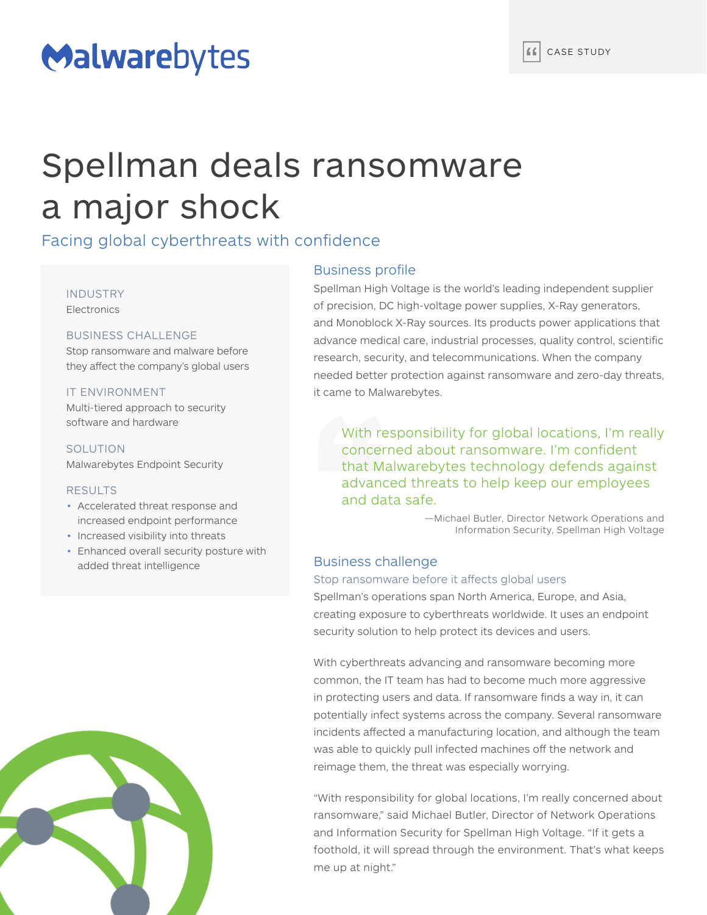Malwarebytes

CASE STUDY

# Spellman deals ransomware a major shock

## Facing global cyberthreats with confidence

INDUSTRY

Electronics

BUSINESS CHALLENGE

Stop ransomware and malware before they affect the company's global users

IT ENVIRONMENT

Multi-tiered approach to security software and hardware

SOLUTION

Malwarebytes Endpoint Security

RESULTS

- Accelerated threat response and increased endpoint performance
- Increased visibility into threats
- Enhanced overall security posture with added threat intelligence

## Business profile

Spellman High Voltage is the world's leading independent supplier of precision, DC high-voltage power supplies, X-Ray generators, and Monoblock X-Ray sources. Its products power applications that advance medical care, industrial processes, quality control, scientific research, security, and telecommunications. When the company needed better protection against ransomware and zero-day threats, it came to Malwarebytes.

> With responsibility for global locations, I'm really concerned about ransomware. I'm confident that Malwarebytes technology defends against advanced threats to help keep our employees and data safe.
>
> —Michael Butler, Director Network Operations and Information Security, Spellman High Voltage

## Business challenge

### Stop ransomware before it affects global users

Spellman's operations span North America, Europe, and Asia, creating exposure to cyberthreats worldwide. It uses an endpoint security solution to help protect its devices and users.

With cyberthreats advancing and ransomware becoming more common, the IT team has had to become much more aggressive in protecting users and data. If ransomware finds a way in, it can potentially infect systems across the company. Several ransomware incidents affected a manufacturing location, and although the team was able to quickly pull infected machines off the network and reimage them, the threat was especially worrying.

"With responsibility for global locations, I'm really concerned about ransomware," said Michael Butler, Director of Network Operations and Information Security for Spellman High Voltage. "If it gets a foothold, it will spread through the environment. That's what keeps me up at night."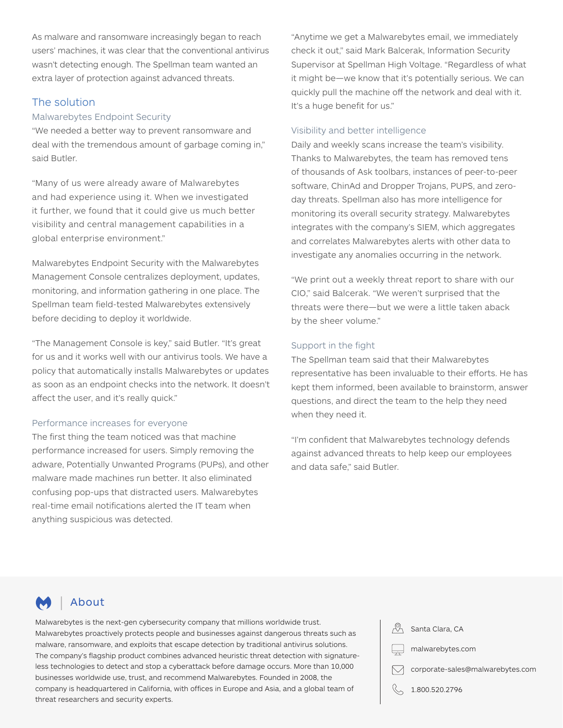As malware and ransomware increasingly began to reach users' machines, it was clear that the conventional antivirus wasn't detecting enough. The Spellman team wanted an extra layer of protection against advanced threats.

## The solution

### Malwarebytes Endpoint Security

"We needed a better way to prevent ransomware and deal with the tremendous amount of garbage coming in," said Butler.

"Many of us were already aware of Malwarebytes and had experience using it. When we investigated it further, we found that it could give us much better visibility and central management capabilities in a global enterprise environment."

Malwarebytes Endpoint Security with the Malwarebytes Management Console centralizes deployment, updates, monitoring, and information gathering in one place. The Spellman team field-tested Malwarebytes extensively before deciding to deploy it worldwide.

"The Management Console is key," said Butler. "It's great for us and it works well with our antivirus tools. We have a policy that automatically installs Malwarebytes or updates as soon as an endpoint checks into the network. It doesn't affect the user, and it's really quick."

### Performance increases for everyone

The first thing the team noticed was that machine performance increased for users. Simply removing the adware, Potentially Unwanted Programs (PUPs), and other malware made machines run better. It also eliminated confusing pop-ups that distracted users. Malwarebytes real-time email notifications alerted the IT team when anything suspicious was detected.

"Anytime we get a Malwarebytes email, we immediately check it out," said Mark Balcerak, Information Security Supervisor at Spellman High Voltage. "Regardless of what it might be—we know that it's potentially serious. We can quickly pull the machine off the network and deal with it. It's a huge benefit for us."

### Visibility and better intelligence

Daily and weekly scans increase the team's visibility. Thanks to Malwarebytes, the team has removed tens of thousands of Ask toolbars, instances of peer-to-peer software, ChinAd and Dropper Trojans, PUPS, and zero-day threats. Spellman also has more intelligence for monitoring its overall security strategy. Malwarebytes integrates with the company's SIEM, which aggregates and correlates Malwarebytes alerts with other data to investigate any anomalies occurring in the network.

"We print out a weekly threat report to share with our CIO," said Balcerak. "We weren't surprised that the threats were there—but we were a little taken aback by the sheer volume."

### Support in the fight

The Spellman team said that their Malwarebytes representative has been invaluable to their efforts. He has kept them informed, been available to brainstorm, answer questions, and direct the team to the help they need when they need it.

"I'm confident that Malwarebytes technology defends against advanced threats to help keep our employees and data safe," said Butler.

## About

Malwarebytes is the next-gen cybersecurity company that millions worldwide trust. Malwarebytes proactively protects people and businesses against dangerous threats such as malware, ransomware, and exploits that escape detection by traditional antivirus solutions. The company's flagship product combines advanced heuristic threat detection with signature-less technologies to detect and stop a cyberattack before damage occurs. More than 10,000 businesses worldwide use, trust, and recommend Malwarebytes. Founded in 2008, the company is headquartered in California, with offices in Europe and Asia, and a global team of threat researchers and security experts.

Santa Clara, CA

malwarebytes.com

corporate-sales@malwarebytes.com

1.800.520.2796